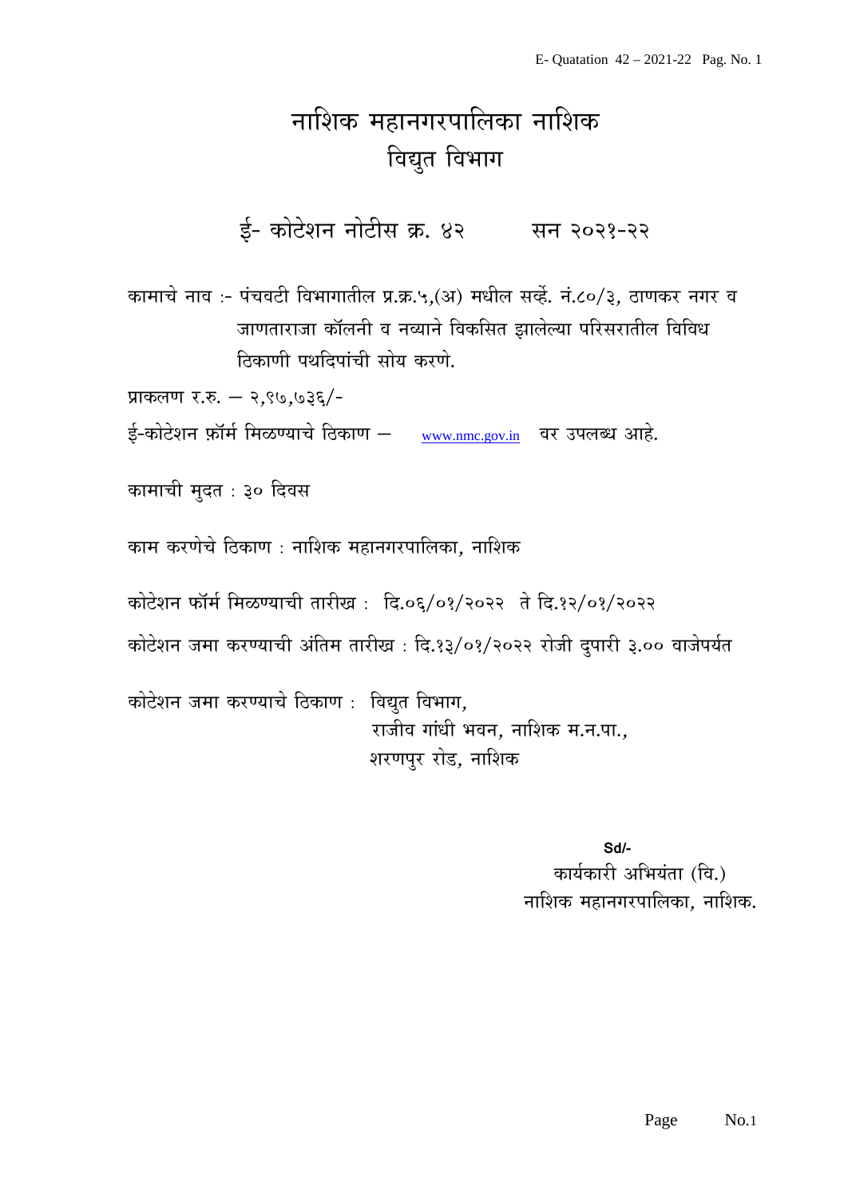# नाशिक महानगरपालिका नाशिक
## विद्युत विभाग

## ई- कोटेशन नोटीस क्र. ४२ सन २०२१-२२

कामाचे नाव :- पंचवटी विभागातील प्र.क्र.५,(अ) मधील सर्व्हे. नं.८०/३, ठाणकर नगर व जाणताराजा कॉलनी व नव्याने विकसित झालेल्या परिसरातील विविध ठिकाणी पथदिपांची सोय करणे.

प्राकलण र.रु. – २,९७,७३६/-

ई-कोटेशन फ़ॉर्म मिळण्याचे ठिकाण – www.nmc.gov.in वर उपलब्ध आहे.

कामाची मुदत : ३० दिवस

काम करणेचे ठिकाण : नाशिक महानगरपालिका, नाशिक

कोटेशन फॉर्म मिळण्याची तारीख : दि.०६/०१/२०२२ ते दि.१२/०१/२०२२

कोटेशन जमा करण्याची अंतिम तारीख : दि.१३/०१/२०२२ रोजी दुपारी ३.०० वाजेपर्यत

कोटेशन जमा करण्याचे ठिकाण : विद्युत विभाग,
राजीव गांधी भवन, नाशिक म.न.पा.,
शरणपुर रोड, नाशिक

**Sd/-**
कार्यकारी अभियंता (वि.)
नाशिक महानगरपालिका, नाशिक.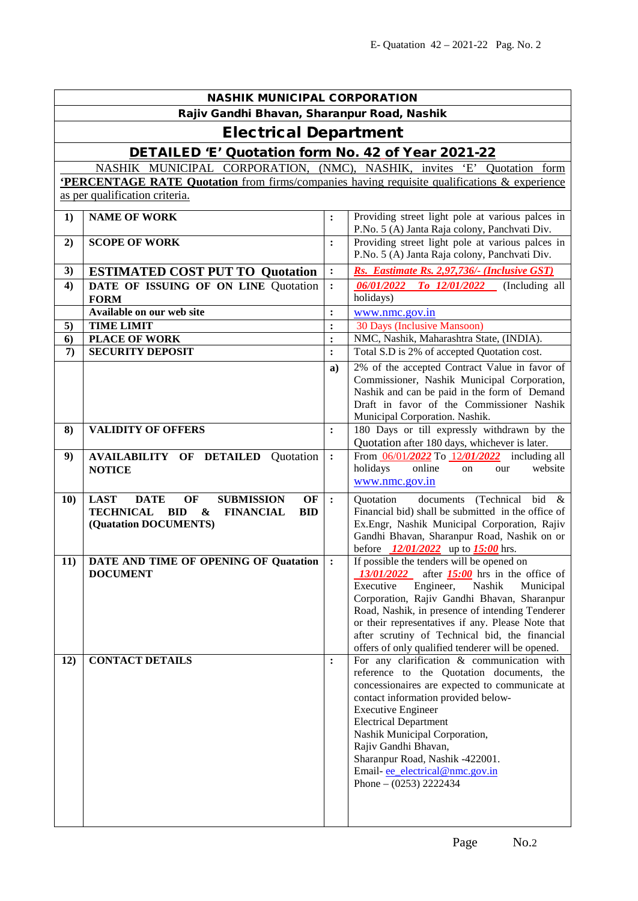**NASHIK MUNICIPAL CORPORATION**

**Rajiv Gandhi Bhavan, Sharanpur Road, Nashik**

## Electrical Department

### DETAILED 'E' Quotation form No. 42 of Year 2021-22

NASHIK MUNICIPAL CORPORATION, (NMC), NASHIK, invites 'E' Quotation form **'PERCENTAGE RATE Quotation** from firms/companies having requisite qualifications & experience as per qualification criteria.

| | | | |
|---|---|---|---|
| **1)** | **NAME OF WORK** | **:** | Providing street light pole at various palces in P.No. 5 (A) Janta Raja colony, Panchvati Div. |
| **2)** | **SCOPE OF WORK** | **:** | Providing street light pole at various palces in P.No. 5 (A) Janta Raja colony, Panchvati Div. |
| **3)** | **ESTIMATED COST PUT TO Quotation** | **:** | ***Rs. Eastimate Rs. 2,97,736/- (Inclusive GST)*** |
| **4)** | **DATE OF ISSUING OF ON LINE Quotation FORM** | **:** | ***06/01/2022 To 12/01/2022*** (Including all holidays) |
| | **Available on our web site** | **:** | www.nmc.gov.in |
| **5)** | **TIME LIMIT** | **:** | 30 Days (Inclusive Mansoon) |
| **6)** | **PLACE OF WORK** | **:** | NMC, Nashik, Maharashtra State, (INDIA). |
| **7)** | **SECURITY DEPOSIT** | **:** | Total S.D is 2% of accepted Quotation cost. |
| | | **a)** | 2% of the accepted Contract Value in favor of Commissioner, Nashik Municipal Corporation, Nashik and can be paid in the form of Demand Draft in favor of the Commissioner Nashik Municipal Corporation. Nashik. |
| **8)** | **VALIDITY OF OFFERS** | **:** | 180 Days or till expressly withdrawn by the Quotation after 180 days, whichever is later. |
| **9)** | **AVAILABILITY OF DETAILED Quotation NOTICE** | **:** | From 06/01/***2022*** To 12/***01/2022*** including all holidays online on our website www.nmc.gov.in |
| **10)** | **LAST DATE OF SUBMISSION OF TECHNICAL BID & FINANCIAL BID (Quatation DOCUMENTS)** | **:** | Quotation documents (Technical bid & Financial bid) shall be submitted in the office of Ex.Engr, Nashik Municipal Corporation, Rajiv Gandhi Bhavan, Sharanpur Road, Nashik on or before ***12/01/2022*** up to ***15:00*** hrs. |
| **11)** | **DATE AND TIME OF OPENING OF Quatation DOCUMENT** | **:** | If possible the tenders will be opened on ***13/01/2022*** after ***15:00*** hrs in the office of Executive Engineer, Nashik Municipal Corporation, Rajiv Gandhi Bhavan, Sharanpur Road, Nashik, in presence of intending Tenderer or their representatives if any. Please Note that after scrutiny of Technical bid, the financial offers of only qualified tenderer will be opened. |
| **12)** | **CONTACT DETAILS** | **:** | For any clarification & communication with reference to the Quotation documents, the concessionaires are expected to communicate at contact information provided below-<br>Executive Engineer<br>Electrical Department<br>Nashik Municipal Corporation,<br>Rajiv Gandhi Bhavan,<br>Sharanpur Road, Nashik -422001.<br>Email- ee_electrical@nmc.gov.in<br>Phone – (0253) 2222434 |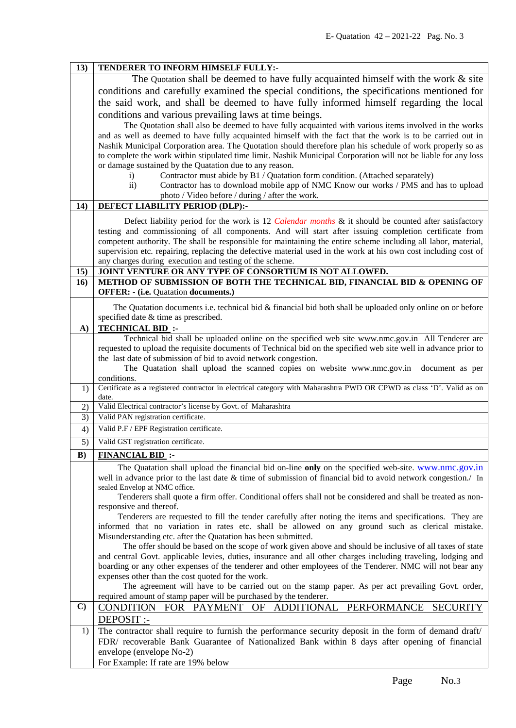| | |
|---|---|
| **13)** | **TENDERER TO INFORM HIMSELF FULLY:-** |
| | The Quotation shall be deemed to have fully acquainted himself with the work & site conditions and carefully examined the special conditions, the specifications mentioned for the said work, and shall be deemed to have fully informed himself regarding the local conditions and various prevailing laws at time beings. The Quotation shall also be deemed to have fully acquainted with various items involved in the works and as well as deemed to have fully acquainted himself with the fact that the work is to be carried out in Nashik Municipal Corporation area. The Quotation should therefore plan his schedule of work properly so as to complete the work within stipulated time limit. Nashik Municipal Corporation will not be liable for any loss or damage sustained by the Quatation due to any reason. i) Contractor must abide by B1 / Quatation form condition. (Attached separately) ii) Contractor has to download mobile app of NMC Know our works / PMS and has to upload photo / Video before / during / after the work. |
| **14)** | **DEFECT LIABILITY PERIOD (DLP):-** |
| | Defect liability period for the work is 12 *Calendar months* & it should be counted after satisfactory testing and commissioning of all components. And will start after issuing completion certificate from competent authority. The shall be responsible for maintaining the entire scheme including all labor, material, supervision etc. repairing, replacing the defective material used in the work at his own cost including cost of any charges during execution and testing of the scheme. |
| **15)** | **JOINT VENTURE OR ANY TYPE OF CONSORTIUM IS NOT ALLOWED.** |
| **16)** | **METHOD OF SUBMISSION OF BOTH THE TECHNICAL BID, FINANCIAL BID & OPENING OF OFFER: - (i.e.** Quatation **documents.)** |
| | The Quatation documents i.e. technical bid & financial bid both shall be uploaded only online on or before specified date & time as prescribed. |
| **A)** | **TECHNICAL BID :-** |
| | Technical bid shall be uploaded online on the specified web site www.nmc.gov.in All Tenderer are requested to upload the requisite documents of Technical bid on the specified web site well in advance prior to the last date of submission of bid to avoid network congestion. The Quatation shall upload the scanned copies on website www.nmc.gov.in document as per conditions. |
| 1) | Certificate as a registered contractor in electrical category with Maharashtra PWD OR CPWD as class 'D'. Valid as on date. |
| 2) | Valid Electrical contractor's license by Govt. of Maharashtra |
| 3) | Valid PAN registration certificate. |
| 4) | Valid P.F / EPF Registration certificate. |
| 5) | Valid GST registration certificate. |
| **B)** | **FINANCIAL BID :-** |
| | The Quatation shall upload the financial bid on-line **only** on the specified web-site. www.nmc.gov.in well in advance prior to the last date & time of submission of financial bid to avoid network congestion./ In sealed Envelop at NMC office. Tenderers shall quote a firm offer. Conditional offers shall not be considered and shall be treated as non-responsive and thereof. Tenderers are requested to fill the tender carefully after noting the items and specifications. They are informed that no variation in rates etc. shall be allowed on any ground such as clerical mistake. Misunderstanding etc. after the Quatation has been submitted. The offer should be based on the scope of work given above and should be inclusive of all taxes of state and central Govt. applicable levies, duties, insurance and all other charges including traveling, lodging and boarding or any other expenses of the tenderer and other employees of the Tenderer. NMC will not bear any expenses other than the cost quoted for the work. The agreement will have to be carried out on the stamp paper. As per act prevailing Govt. order, required amount of stamp paper will be purchased by the tenderer. |
| **C)** | CONDITION FOR PAYMENT OF ADDITIONAL PERFORMANCE SECURITY DEPOSIT :- |
| 1) | The contractor shall require to furnish the performance security deposit in the form of demand draft/ FDR/ recoverable Bank Guarantee of Nationalized Bank within 8 days after opening of financial envelope (envelope No-2) For Example: If rate are 19% below |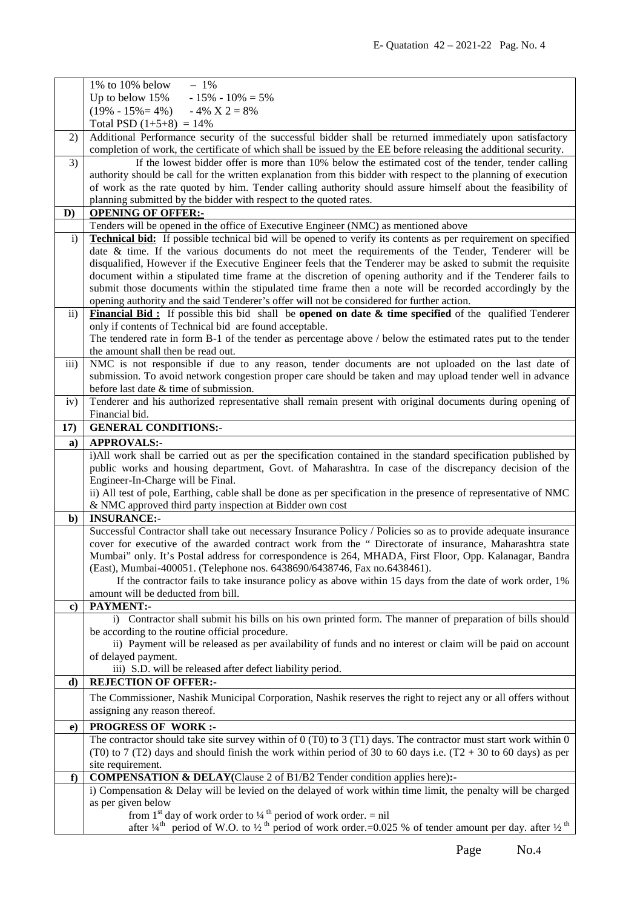| | |
|---|---|
| | 1% to 10% below – 1%<br>Up to below 15% - 15% - 10% = 5%<br>(19% - 15%= 4%) - 4% X 2 = 8%<br>Total PSD (1+5+8) = 14% |
| 2) | Additional Performance security of the successful bidder shall be returned immediately upon satisfactory completion of work, the certificate of which shall be issued by the EE before releasing the additional security. |
| 3) | If the lowest bidder offer is more than 10% below the estimated cost of the tender, tender calling authority should be call for the written explanation from this bidder with respect to the planning of execution of work as the rate quoted by him. Tender calling authority should assure himself about the feasibility of planning submitted by the bidder with respect to the quoted rates. |
| **D)** | **OPENING OF OFFER:-** |
| | Tenders will be opened in the office of Executive Engineer (NMC) as mentioned above |
| i) | **Technical bid:** If possible technical bid will be opened to verify its contents as per requirement on specified date & time. If the various documents do not meet the requirements of the Tender, Tenderer will be disqualified, However if the Executive Engineer feels that the Tenderer may be asked to submit the requisite document within a stipulated time frame at the discretion of opening authority and if the Tenderer fails to submit those documents within the stipulated time frame then a note will be recorded accordingly by the opening authority and the said Tenderer's offer will not be considered for further action. |
| ii) | **Financial Bid :** If possible this bid shall be **opened on date & time specified** of the qualified Tenderer only if contents of Technical bid are found acceptable.<br>The tendered rate in form B-1 of the tender as percentage above / below the estimated rates put to the tender the amount shall then be read out. |
| iii) | NMC is not responsible if due to any reason, tender documents are not uploaded on the last date of submission. To avoid network congestion proper care should be taken and may upload tender well in advance before last date & time of submission. |
| iv) | Tenderer and his authorized representative shall remain present with original documents during opening of Financial bid. |
| **17)** | **GENERAL CONDITIONS:-** |
| **a)** | **APPROVALS:-** |
| | i)All work shall be carried out as per the specification contained in the standard specification published by public works and housing department, Govt. of Maharashtra. In case of the discrepancy decision of the Engineer-In-Charge will be Final.<br>ii) All test of pole, Earthing, cable shall be done as per specification in the presence of representative of NMC & NMC approved third party inspection at Bidder own cost |
| **b)** | **INSURANCE:-** |
| | Successful Contractor shall take out necessary Insurance Policy / Policies so as to provide adequate insurance cover for executive of the awarded contract work from the " Directorate of insurance, Maharashtra state Mumbai" only. It's Postal address for correspondence is 264, MHADA, First Floor, Opp. Kalanagar, Bandra (East), Mumbai-400051. (Telephone nos. 6438690/6438746, Fax no.6438461).<br>If the contractor fails to take insurance policy as above within 15 days from the date of work order, 1% amount will be deducted from bill. |
| **c)** | **PAYMENT:-** |
| | i) Contractor shall submit his bills on his own printed form. The manner of preparation of bills should be according to the routine official procedure.<br>ii) Payment will be released as per availability of funds and no interest or claim will be paid on account of delayed payment.<br>iii) S.D. will be released after defect liability period. |
| **d)** | **REJECTION OF OFFER:-** |
| | The Commissioner, Nashik Municipal Corporation, Nashik reserves the right to reject any or all offers without assigning any reason thereof. |
| **e)** | **PROGRESS OF WORK :-** |
| | The contractor should take site survey within of 0 (T0) to 3 (T1) days. The contractor must start work within 0 (T0) to 7 (T2) days and should finish the work within period of 30 to 60 days i.e. (T2 + 30 to 60 days) as per site requirement. |
| **f)** | **COMPENSATION & DELAY**(Clause 2 of B1/B2 Tender condition applies here)**:-** |
| | i) Compensation & Delay will be levied on the delayed of work within time limit, the penalty will be charged as per given below<br>from 1st day of work order to ¼ th period of work order. = nil<br>after ¼th period of W.O. to ½ th period of work order.=0.025 % of tender amount per day. after ½ th |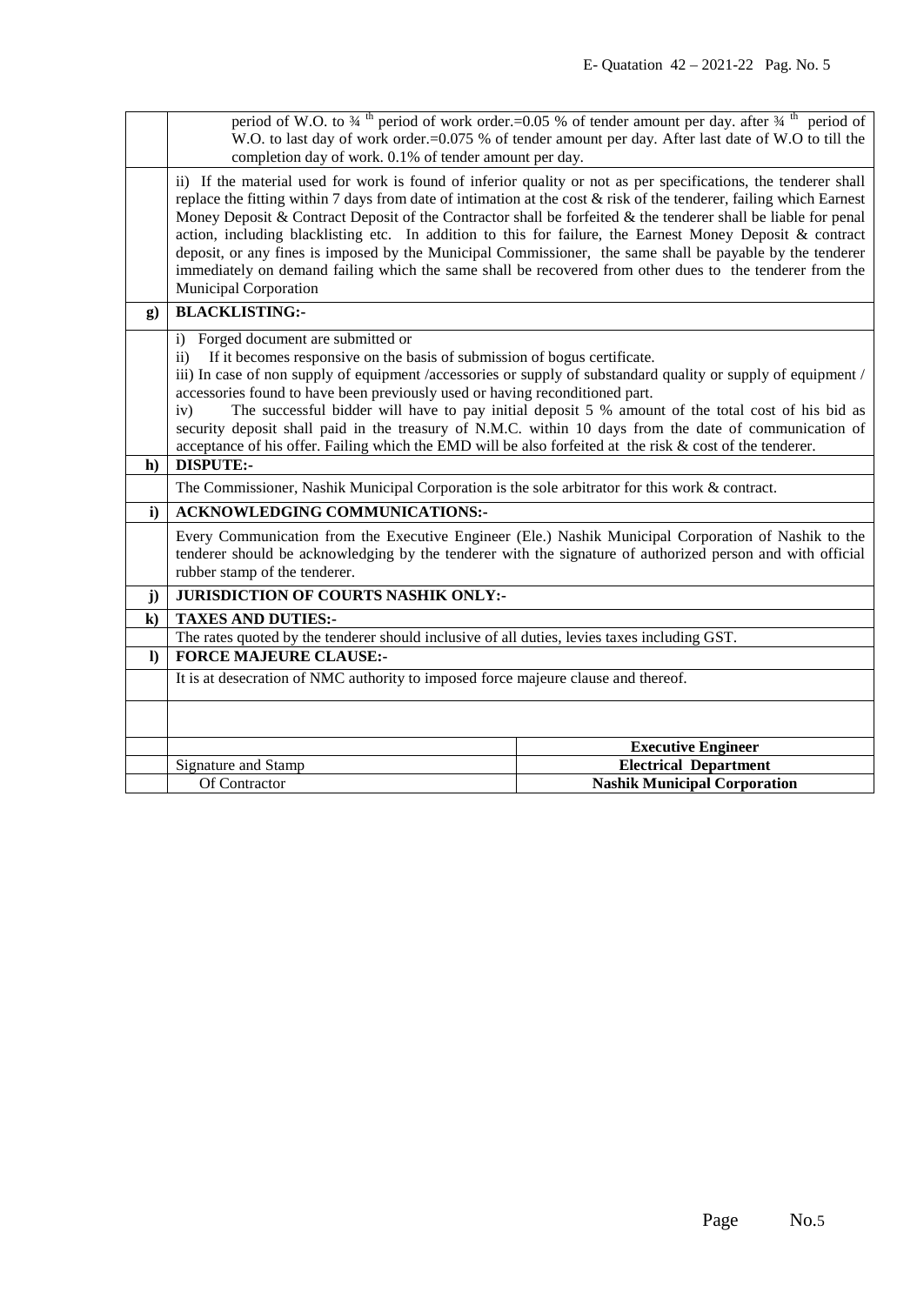| | |
|---|---|
| | period of W.O. to ¾ th period of work order.=0.05 % of tender amount per day. after ¾ th period of W.O. to last day of work order.=0.075 % of tender amount per day. After last date of W.O to till the completion day of work. 0.1% of tender amount per day. |
| | ii) If the material used for work is found of inferior quality or not as per specifications, the tenderer shall replace the fitting within 7 days from date of intimation at the cost & risk of the tenderer, failing which Earnest Money Deposit & Contract Deposit of the Contractor shall be forfeited & the tenderer shall be liable for penal action, including blacklisting etc. In addition to this for failure, the Earnest Money Deposit & contract deposit, or any fines is imposed by the Municipal Commissioner, the same shall be payable by the tenderer immediately on demand failing which the same shall be recovered from other dues to the tenderer from the Municipal Corporation |
| **g)** | **BLACKLISTING:-** |
| | i) Forged document are submitted or<br>ii) If it becomes responsive on the basis of submission of bogus certificate.<br>iii) In case of non supply of equipment /accessories or supply of substandard quality or supply of equipment / accessories found to have been previously used or having reconditioned part.<br>iv) The successful bidder will have to pay initial deposit 5 % amount of the total cost of his bid as security deposit shall paid in the treasury of N.M.C. within 10 days from the date of communication of acceptance of his offer. Failing which the EMD will be also forfeited at the risk & cost of the tenderer. |
| **h)** | **DISPUTE:-** |
| | The Commissioner, Nashik Municipal Corporation is the sole arbitrator for this work & contract. |
| **i)** | **ACKNOWLEDGING COMMUNICATIONS:-** |
| | Every Communication from the Executive Engineer (Ele.) Nashik Municipal Corporation of Nashik to the tenderer should be acknowledging by the tenderer with the signature of authorized person and with official rubber stamp of the tenderer. |
| **j)** | **JURISDICTION OF COURTS NASHIK ONLY:-** |
| **k)** | **TAXES AND DUTIES:-** |
| | The rates quoted by the tenderer should inclusive of all duties, levies taxes including GST. |
| **l)** | **FORCE MAJEURE CLAUSE:-** |
| | It is at desecration of NMC authority to imposed force majeure clause and thereof. |

| | | |
|---|---|---|
| | | **Executive Engineer** |
| | Signature and Stamp | **Electrical Department** |
| | Of Contractor | **Nashik Municipal Corporation** |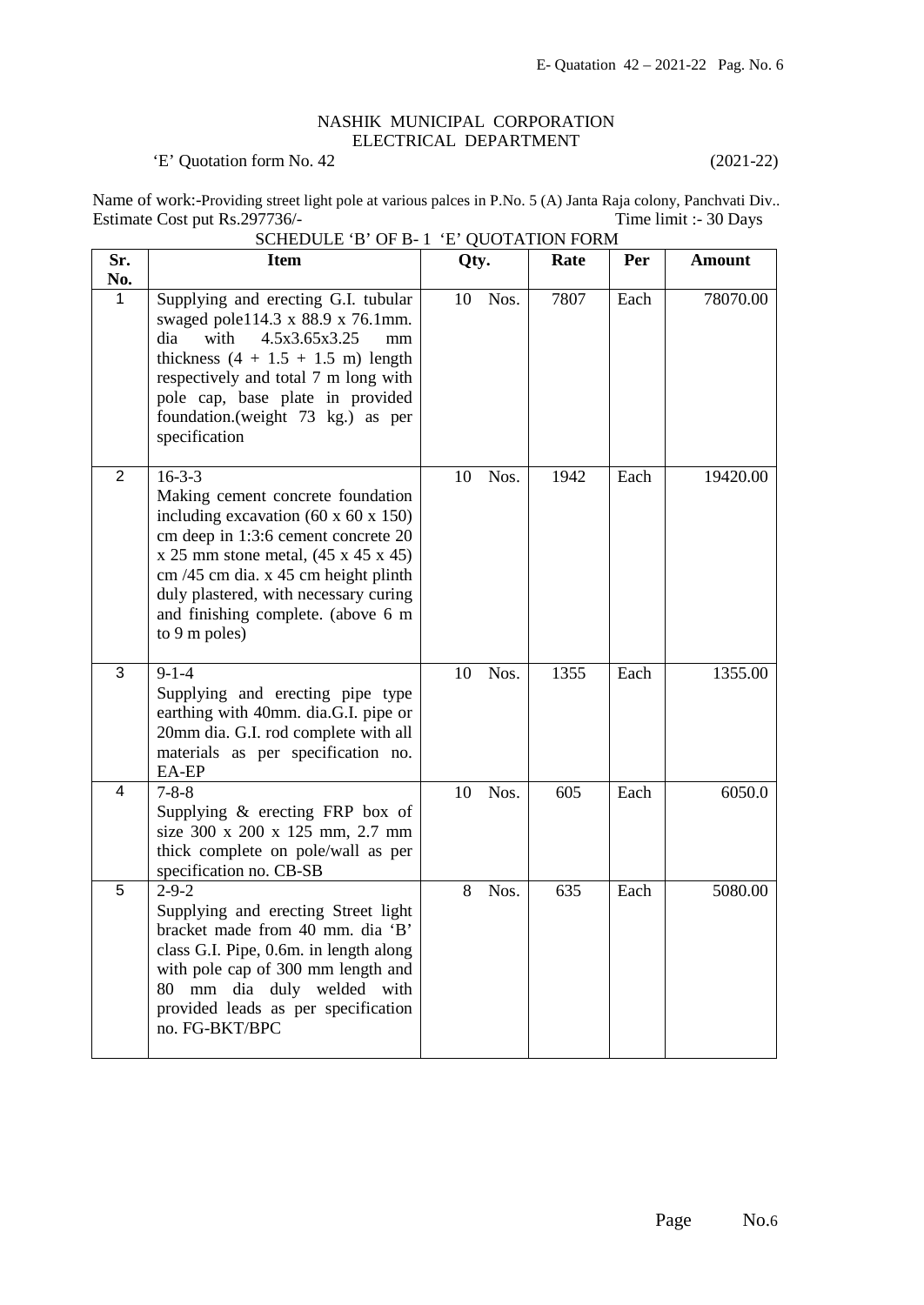NASHIK MUNICIPAL CORPORATION
ELECTRICAL DEPARTMENT

'E' Quotation form No. 42 (2021-22)

Name of work:-Providing street light pole at various palces in P.No. 5 (A) Janta Raja colony, Panchvati Div..
Estimate Cost put Rs.297736/- Time limit :- 30 Days

SCHEDULE 'B' OF B- 1 'E' QUOTATION FORM

| Sr. No. | Item | Qty. | Rate | Per | Amount |
|---|---|---|---|---|---|
| 1 | Supplying and erecting G.I. tubular swaged pole114.3 x 88.9 x 76.1mm. dia with 4.5x3.65x3.25 mm thickness (4 + 1.5 + 1.5 m) length respectively and total 7 m long with pole cap, base plate in provided foundation.(weight 73 kg.) as per specification | 10 Nos. | 7807 | Each | 78070.00 |
| 2 | 16-3-3 Making cement concrete foundation including excavation (60 x 60 x 150) cm deep in 1:3:6 cement concrete 20 x 25 mm stone metal, (45 x 45 x 45) cm /45 cm dia. x 45 cm height plinth duly plastered, with necessary curing and finishing complete. (above 6 m to 9 m poles) | 10 Nos. | 1942 | Each | 19420.00 |
| 3 | 9-1-4 Supplying and erecting pipe type earthing with 40mm. dia.G.I. pipe or 20mm dia. G.I. rod complete with all materials as per specification no. EA-EP | 10 Nos. | 1355 | Each | 1355.00 |
| 4 | 7-8-8 Supplying & erecting FRP box of size 300 x 200 x 125 mm, 2.7 mm thick complete on pole/wall as per specification no. CB-SB | 10 Nos. | 605 | Each | 6050.0 |
| 5 | 2-9-2 Supplying and erecting Street light bracket made from 40 mm. dia 'B' class G.I. Pipe, 0.6m. in length along with pole cap of 300 mm length and 80 mm dia duly welded with provided leads as per specification no. FG-BKT/BPC | 8 Nos. | 635 | Each | 5080.00 |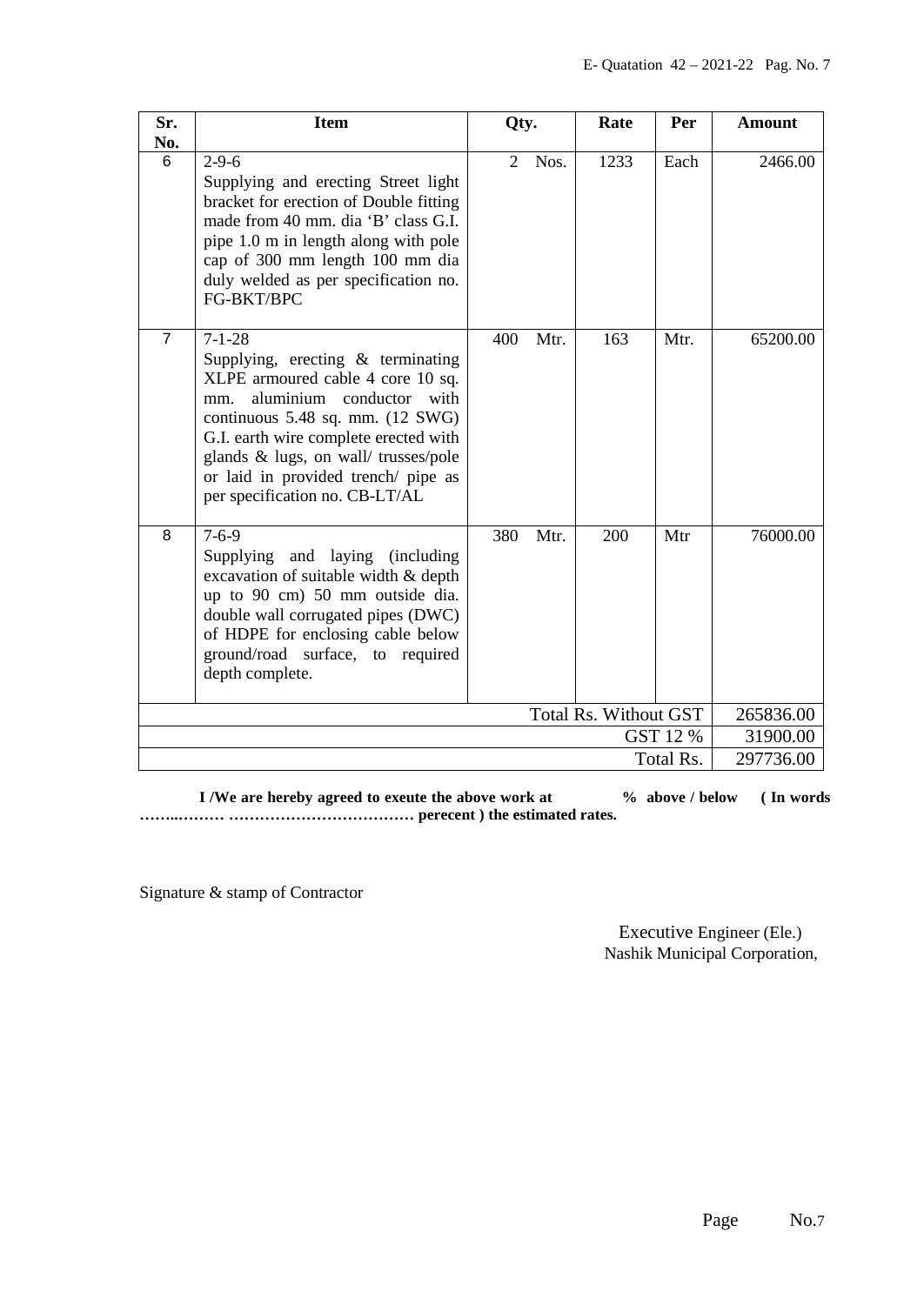| Sr. No. | Item | Qty. | Rate | Per | Amount |
|---|---|---|---|---|---|
| 6 | 2-9-6<br>Supplying and erecting Street light bracket for erection of Double fitting made from 40 mm. dia 'B' class G.I. pipe 1.0 m in length along with pole cap of 300 mm length 100 mm dia duly welded as per specification no. FG-BKT/BPC | 2 Nos. | 1233 | Each | 2466.00 |
| 7 | 7-1-28<br>Supplying, erecting & terminating XLPE armoured cable 4 core 10 sq. mm. aluminium conductor with continuous 5.48 sq. mm. (12 SWG) G.I. earth wire complete erected with glands & lugs, on wall/ trusses/pole or laid in provided trench/ pipe as per specification no. CB-LT/AL | 400 Mtr. | 163 | Mtr. | 65200.00 |
| 8 | 7-6-9<br>Supplying and laying (including excavation of suitable width & depth up to 90 cm) 50 mm outside dia. double wall corrugated pipes (DWC) of HDPE for enclosing cable below ground/road surface, to required depth complete. | 380 Mtr. | 200 | Mtr | 76000.00 |
| | | | | Total Rs. Without GST | 265836.00 |
| | | | | GST 12 % | 31900.00 |
| | | | | Total Rs. | 297736.00 |

**I /We are hereby agreed to exeute the above work at % above / below ( In words ……..……… ……………………………… perecent ) the estimated rates.**

Signature & stamp of Contractor

Executive Engineer (Ele.)
Nashik Municipal Corporation,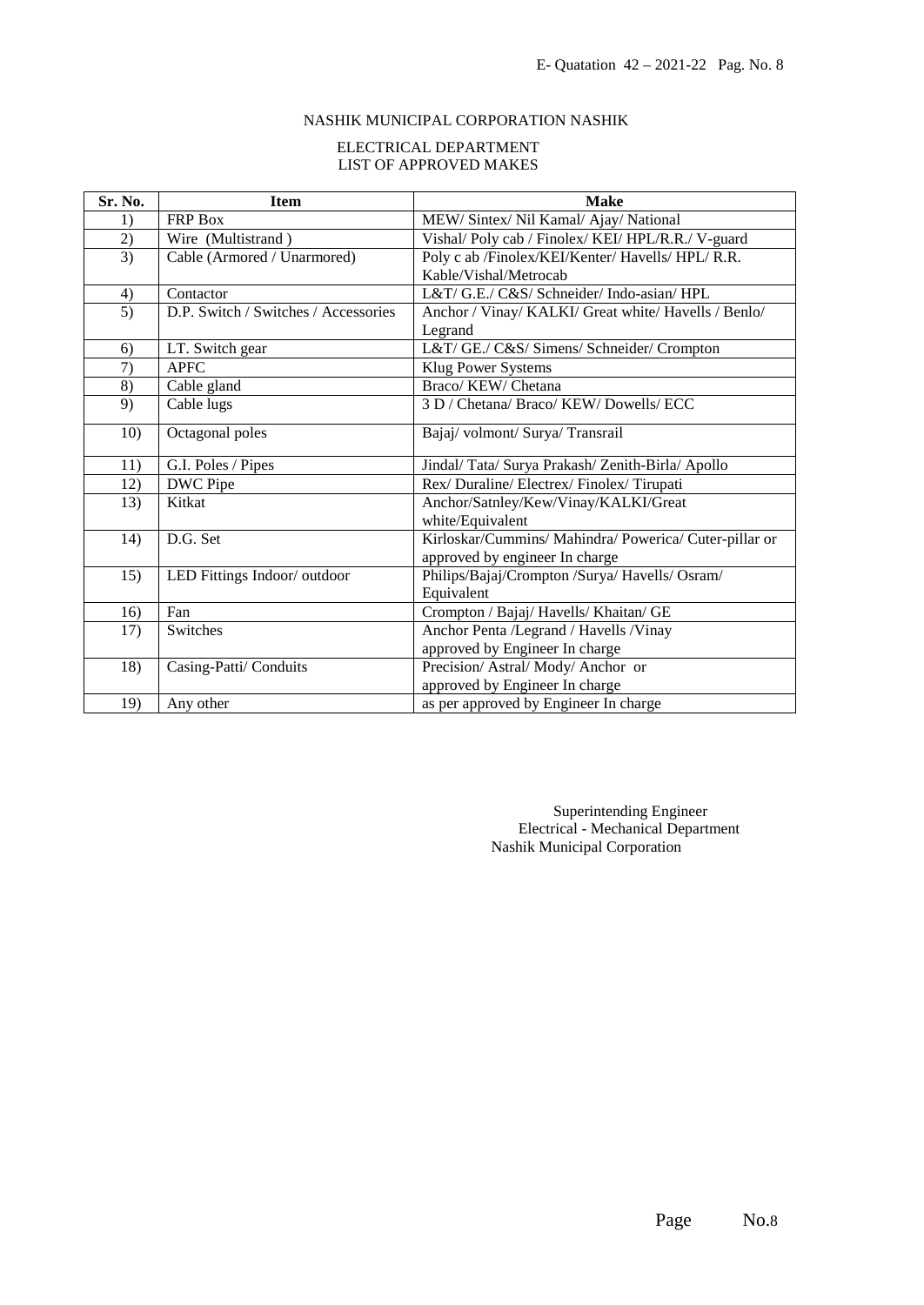NASHIK MUNICIPAL CORPORATION NASHIK

ELECTRICAL DEPARTMENT
LIST OF APPROVED MAKES

| Sr. No. | Item | Make |
|---|---|---|
| 1) | FRP Box | MEW/ Sintex/ Nil Kamal/ Ajay/ National |
| 2) | Wire (Multistrand ) | Vishal/ Poly cab / Finolex/ KEI/ HPL/R.R./ V-guard |
| 3) | Cable (Armored / Unarmored) | Poly c ab /Finolex/KEI/Kenter/ Havells/ HPL/ R.R. Kable/Vishal/Metrocab |
| 4) | Contactor | L&T/ G.E./ C&S/ Schneider/ Indo-asian/ HPL |
| 5) | D.P. Switch / Switches / Accessories | Anchor / Vinay/ KALKI/ Great white/ Havells / Benlo/ Legrand |
| 6) | LT. Switch gear | L&T/ GE./ C&S/ Simens/ Schneider/ Crompton |
| 7) | APFC | Klug Power Systems |
| 8) | Cable gland | Braco/ KEW/ Chetana |
| 9) | Cable lugs | 3 D / Chetana/ Braco/ KEW/ Dowells/ ECC |
| 10) | Octagonal poles | Bajaj/ volmont/ Surya/ Transrail |
| 11) | G.I. Poles / Pipes | Jindal/ Tata/ Surya Prakash/ Zenith-Birla/ Apollo |
| 12) | DWC Pipe | Rex/ Duraline/ Electrex/ Finolex/ Tirupati |
| 13) | Kitkat | Anchor/Satnley/Kew/Vinay/KALKI/Great white/Equivalent |
| 14) | D.G. Set | Kirloskar/Cummins/ Mahindra/ Powerica/ Cuter-pillar or approved by engineer In charge |
| 15) | LED Fittings Indoor/ outdoor | Philips/Bajaj/Crompton /Surya/ Havells/ Osram/ Equivalent |
| 16) | Fan | Crompton / Bajaj/ Havells/ Khaitan/ GE |
| 17) | Switches | Anchor Penta /Legrand / Havells /Vinay approved by Engineer In charge |
| 18) | Casing-Patti/ Conduits | Precision/ Astral/ Mody/ Anchor or approved by Engineer In charge |
| 19) | Any other | as per approved by Engineer In charge |

Superintending Engineer
Electrical - Mechanical Department
Nashik Municipal Corporation